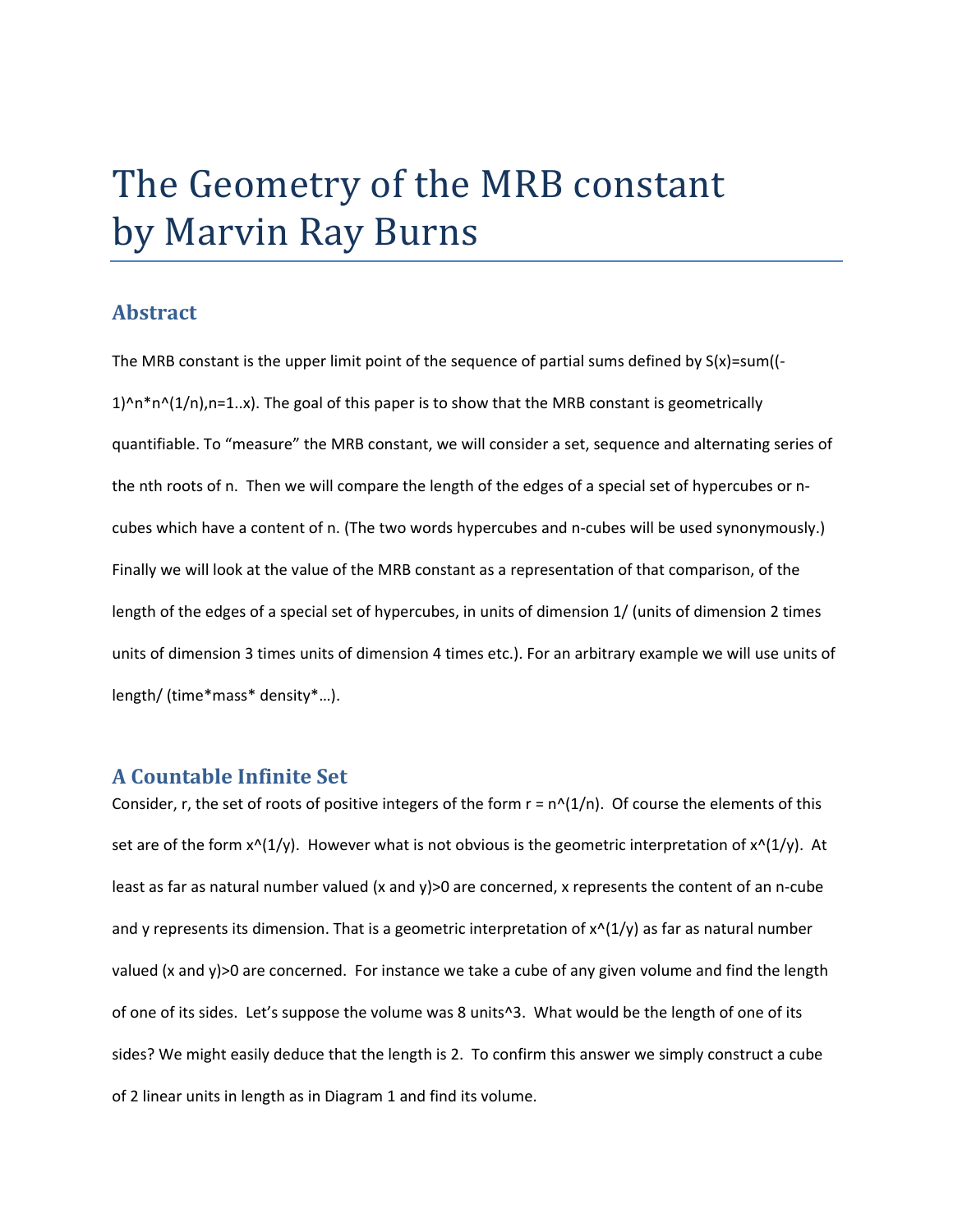# The Geometry of the MRB constant by Marvin Ray Burns

## Abstract

The MRB constant is the upper limit point of the sequence of partial sums defined by $S(x)=\text{sum}((-1)^n*n^{(1/n)},n=1..x)$. The goal of this paper is to show that the MRB constant is geometrically quantifiable. To "measure" the MRB constant, we will consider a set, sequence and alternating series of the nth roots of n. Then we will compare the length of the edges of a special set of hypercubes or n-cubes which have a content of n. (The two words hypercubes and n-cubes will be used synonymously.) Finally we will look at the value of the MRB constant as a representation of that comparison, of the length of the edges of a special set of hypercubes, in units of dimension 1/ (units of dimension 2 times units of dimension 3 times units of dimension 4 times etc.). For an arbitrary example we will use units of length/ (time*mass* density*…).

## A Countable Infinite Set

Consider, r, the set of roots of positive integers of the form $r = n^{(1/n)}$. Of course the elements of this set are of the form $x^{(1/y)}$. However what is not obvious is the geometric interpretation of $x^{(1/y)}$. At least as far as natural number valued (x and y)>0 are concerned, x represents the content of an n-cube and y represents its dimension. That is a geometric interpretation of $x^{(1/y)}$ as far as natural number valued (x and y)>0 are concerned. For instance we take a cube of any given volume and find the length of one of its sides. Let's suppose the volume was 8 units^3. What would be the length of one of its sides? We might easily deduce that the length is 2. To confirm this answer we simply construct a cube of 2 linear units in length as in Diagram 1 and find its volume.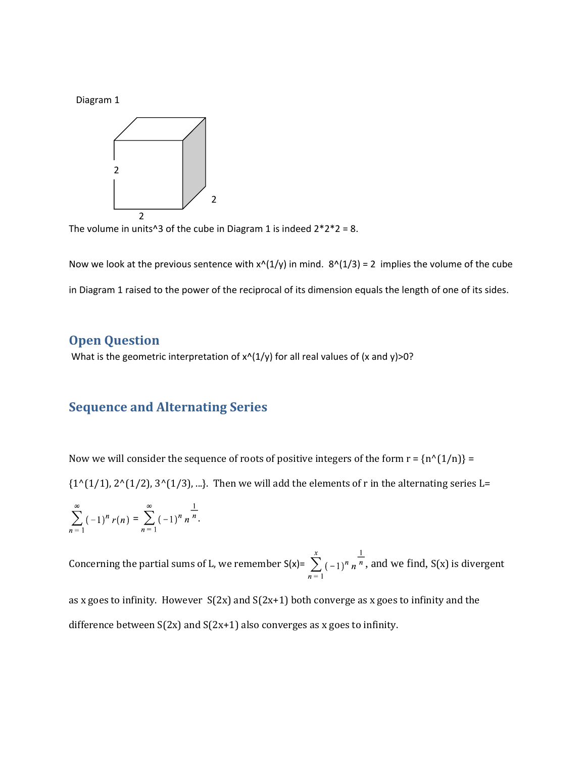Diagram 1

2

2

2

The volume in units^3 of the cube in Diagram 1 is indeed 2*2*2 = 8.

Now we look at the previous sentence with $x^{(1/y)}$ in mind. $8^{(1/3)} = 2$ implies the volume of the cube in Diagram 1 raised to the power of the reciprocal of its dimension equals the length of one of its sides.

## Open Question

What is the geometric interpretation of $x^{(1/y)}$ for all real values of (x and y)>0?

## Sequence and Alternating Series

Now we will consider the sequence of roots of positive integers of the form $r = \{n^{(1/n)}\} = \{1^{(1/1)}, 2^{(1/2)}, 3^{(1/3)}, \ldots\}$. Then we will add the elements of r in the alternating series L= $\sum_{n=1}^{\infty} (-1)^n r(n) = \sum_{n=1}^{\infty} (-1)^n n^{\frac{1}{n}}$.

Concerning the partial sums of L, we remember S(x)= $\sum_{n=1}^{x} (-1)^n n^{\frac{1}{n}}$, and we find, S(x) is divergent as x goes to infinity. However S(2x) and S(2x+1) both converge as x goes to infinity and the difference between S(2x) and S(2x+1) also converges as x goes to infinity.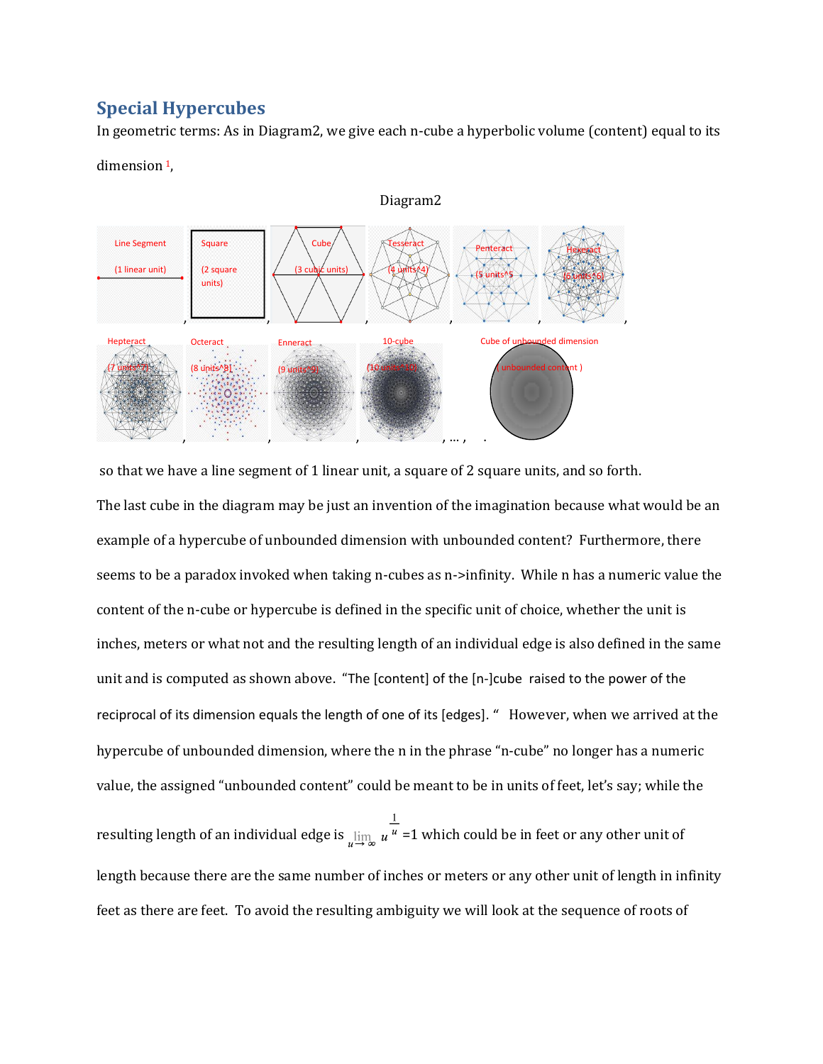## Special Hypercubes

In geometric terms: As in Diagram2, we give each n-cube a hyperbolic volume (content) equal to its dimension [1],

Diagram2

so that we have a line segment of 1 linear unit, a square of 2 square units, and so forth.

The last cube in the diagram may be just an invention of the imagination because what would be an example of a hypercube of unbounded dimension with unbounded content? Furthermore, there seems to be a paradox invoked when taking n-cubes as n->infinity. While n has a numeric value the content of the n-cube or hypercube is defined in the specific unit of choice, whether the unit is inches, meters or what not and the resulting length of an individual edge is also defined in the same unit and is computed as shown above. "The [content] of the [n-]cube raised to the power of the reciprocal of its dimension equals the length of one of its [edges]. " However, when we arrived at the hypercube of unbounded dimension, where the n in the phrase "n-cube" no longer has a numeric value, the assigned "unbounded content" could be meant to be in units of feet, let's say; while the resulting length of an individual edge is $\lim_{u \to \infty} u^{\frac{1}{u}} = 1$ which could be in feet or any other unit of length because there are the same number of inches or meters or any other unit of length in infinity feet as there are feet. To avoid the resulting ambiguity we will look at the sequence of roots of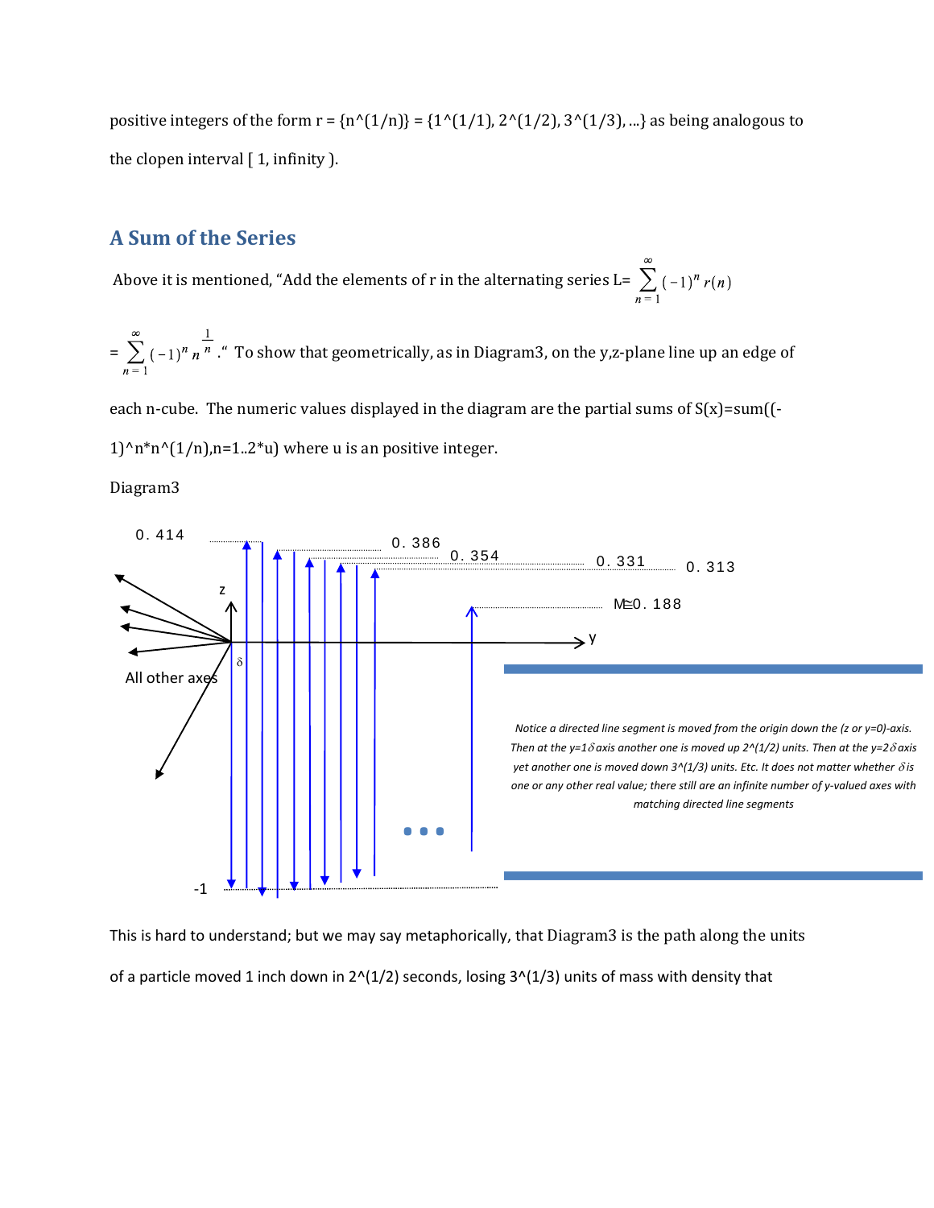positive integers of the form r = {n^(1/n)} = {1^(1/1), 2^(1/2), 3^(1/3), ...} as being analogous to the clopen interval [ 1, infinity ).

## A Sum of the Series

Above it is mentioned, "Add the elements of r in the alternating series L= $\sum_{n=1}^{\infty}(-1)^n r(n)$

= $\sum_{n=1}^{\infty}(-1)^n n^{\frac{1}{n}}$." To show that geometrically, as in Diagram3, on the y,z-plane line up an edge of each n-cube. The numeric values displayed in the diagram are the partial sums of S(x)=sum((-1)^n*n^(1/n),n=1..2*u) where u is an positive integer.

Diagram3

0.414 0.386 0.354 0.331 0.313

M≅0.188

z y δ All other axes -1

*Notice a directed line segment is moved from the origin down the (z or y=0)-axis. Then at the y=1δ axis another one is moved up 2^(1/2) units. Then at the y=2δ axis yet another one is moved down 3^(1/3) units. Etc. It does not matter whether δ is one or any other real value; there still are an infinite number of y-valued axes with matching directed line segments*

This is hard to understand; but we may say metaphorically, that Diagram3 is the path along the units of a particle moved 1 inch down in 2^(1/2) seconds, losing 3^(1/3) units of mass with density that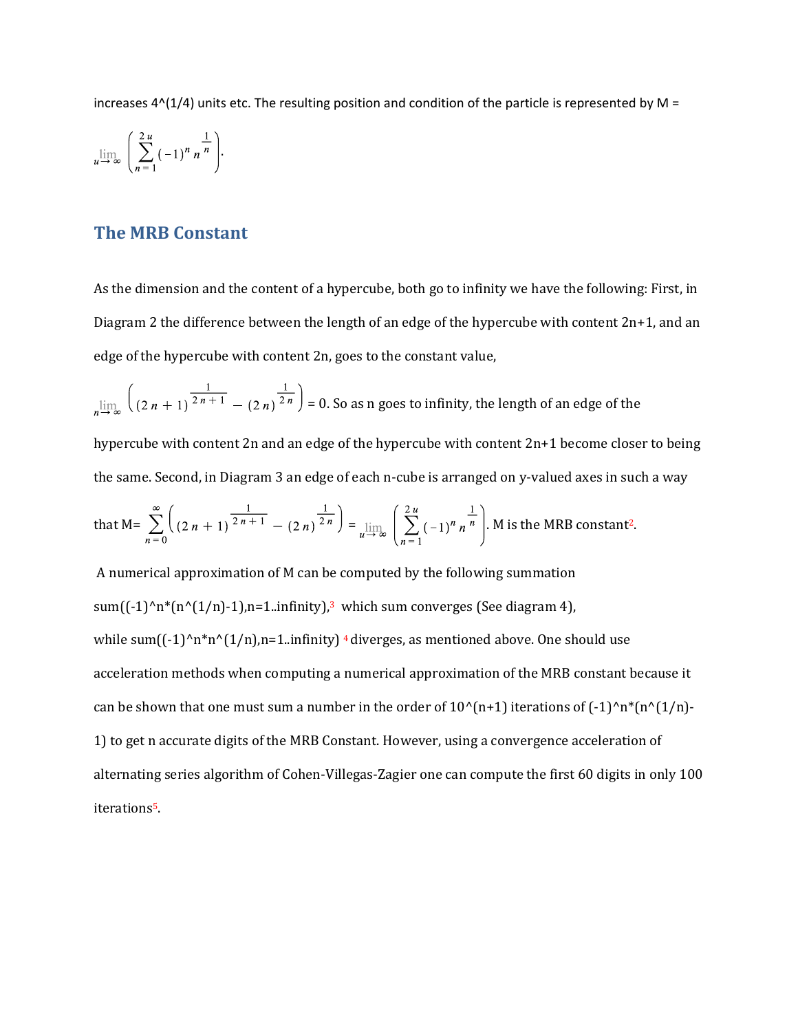increases 4^(1/4) units etc. The resulting position and condition of the particle is represented by M = 

$$\lim_{u \to \infty} \left( \sum_{n=1}^{2u} (-1)^n n^{\frac{1}{n}} \right).$$

## The MRB Constant

As the dimension and the content of a hypercube, both go to infinity we have the following: First, in Diagram 2 the difference between the length of an edge of the hypercube with content 2n+1, and an edge of the hypercube with content 2n, goes to the constant value,

$\lim_{n \to \infty} \left( (2n+1)^{\frac{1}{2n+1}} - (2n)^{\frac{1}{2n}} \right) = 0$. So as n goes to infinity, the length of an edge of the hypercube with content 2n and an edge of the hypercube with content 2n+1 become closer to being the same. Second, in Diagram 3 an edge of each n-cube is arranged on y-valued axes in such a way that M= $\sum_{n=0}^{\infty} \left( (2n+1)^{\frac{1}{2n+1}} - (2n)^{\frac{1}{2n}} \right) = \lim_{u \to \infty} \left( \sum_{n=1}^{2u} (-1)^n n^{\frac{1}{n}} \right)$. M is the MRB constant[2].

A numerical approximation of M can be computed by the following summation sum((-1)^n*(n^(1/n)-1),n=1..infinity),[3] which sum converges (See diagram 4), while sum((-1)^n*n^(1/n),n=1..infinity) [4] diverges, as mentioned above. One should use acceleration methods when computing a numerical approximation of the MRB constant because it can be shown that one must sum a number in the order of 10^(n+1) iterations of (-1)^n*(n^(1/n)-1) to get n accurate digits of the MRB Constant. However, using a convergence acceleration of alternating series algorithm of Cohen-Villegas-Zagier one can compute the first 60 digits in only 100 iterations[5].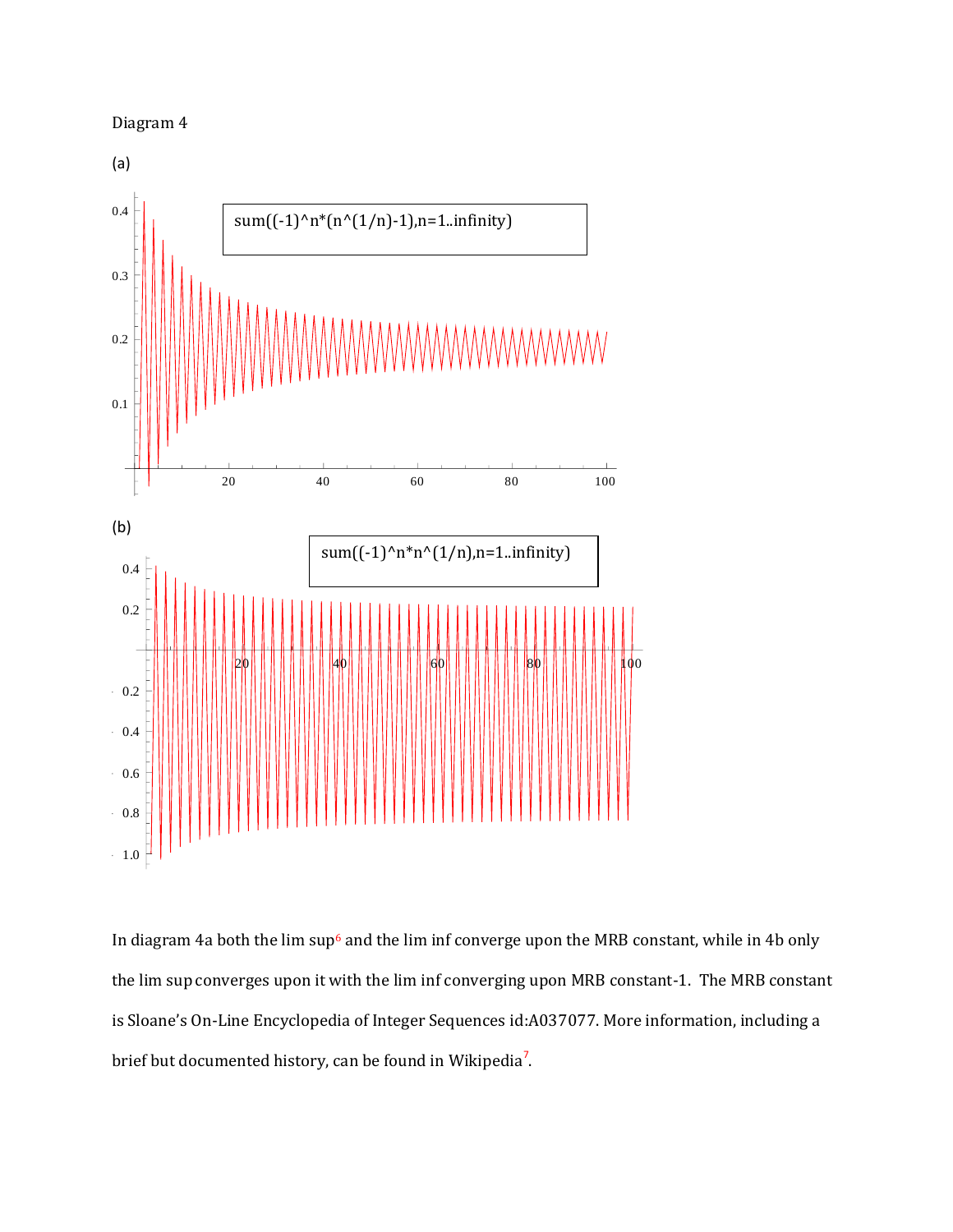Diagram 4

(a)

sum((-1)^n*(n^(1/n)-1),n=1..infinity)

(b)

sum((-1)^n*n^(1/n),n=1..infinity)

In diagram 4a both the lim sup[6] and the lim inf converge upon the MRB constant, while in 4b only the lim sup converges upon it with the lim inf converging upon MRB constant-1. The MRB constant is Sloane's On-Line Encyclopedia of Integer Sequences id:A037077. More information, including a brief but documented history, can be found in Wikipedia[7].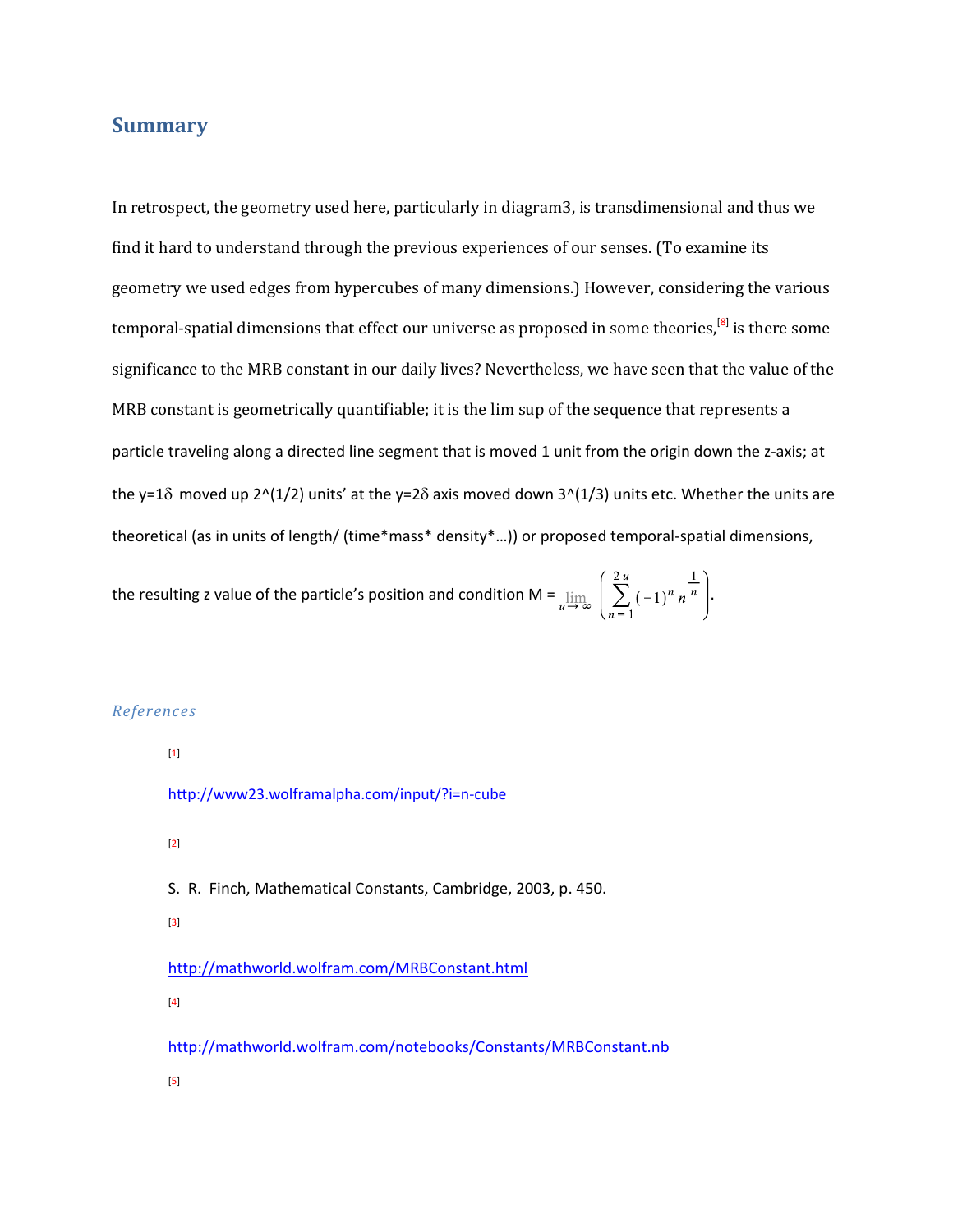## Summary

In retrospect, the geometry used here, particularly in diagram3, is transdimensional and thus we find it hard to understand through the previous experiences of our senses. (To examine its geometry we used edges from hypercubes of many dimensions.) However, considering the various temporal-spatial dimensions that effect our universe as proposed in some theories,[8] is there some significance to the MRB constant in our daily lives? Nevertheless, we have seen that the value of the MRB constant is geometrically quantifiable; it is the lim sup of the sequence that represents a particle traveling along a directed line segment that is moved 1 unit from the origin down the z-axis; at the y=1$\delta$ moved up 2^(1/2) units' at the y=2$\delta$ axis moved down 3^(1/3) units etc. Whether the units are theoretical (as in units of length/ (time*mass* density*…)) or proposed temporal-spatial dimensions, the resulting z value of the particle's position and condition M = $\lim_{u \to \infty} \left( \sum_{n=1}^{2u} (-1)^n n^{\frac{1}{n}} \right)$.

*References*

[1]

http://www23.wolframalpha.com/input/?i=n-cube

[2]

S. R. Finch, Mathematical Constants, Cambridge, 2003, p. 450.

[3]

http://mathworld.wolfram.com/MRBConstant.html

[4]

http://mathworld.wolfram.com/notebooks/Constants/MRBConstant.nb

[5]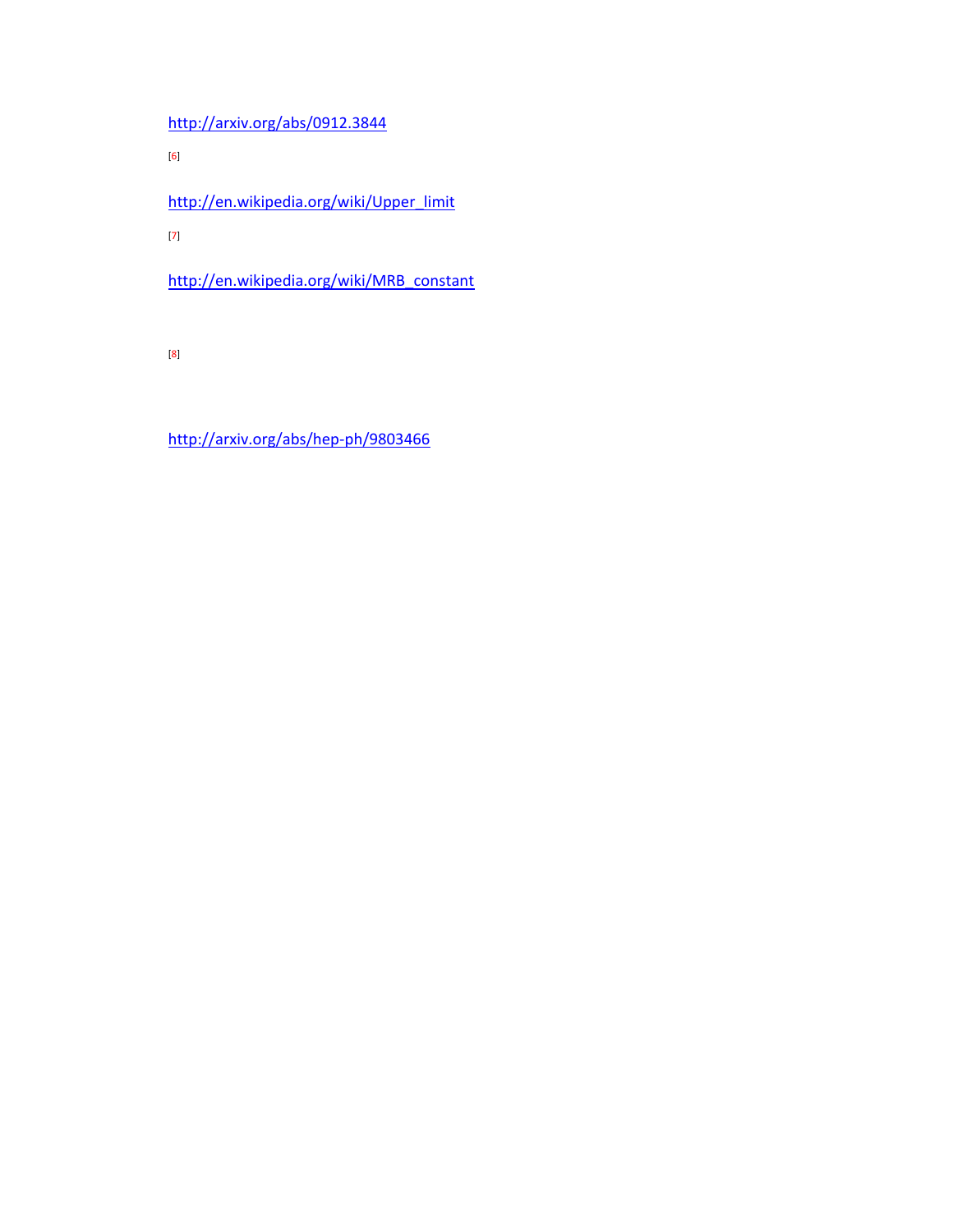http://arxiv.org/abs/0912.3844

[6]

http://en.wikipedia.org/wiki/Upper_limit

[7]

http://en.wikipedia.org/wiki/MRB_constant

[8]

http://arxiv.org/abs/hep-ph/9803466